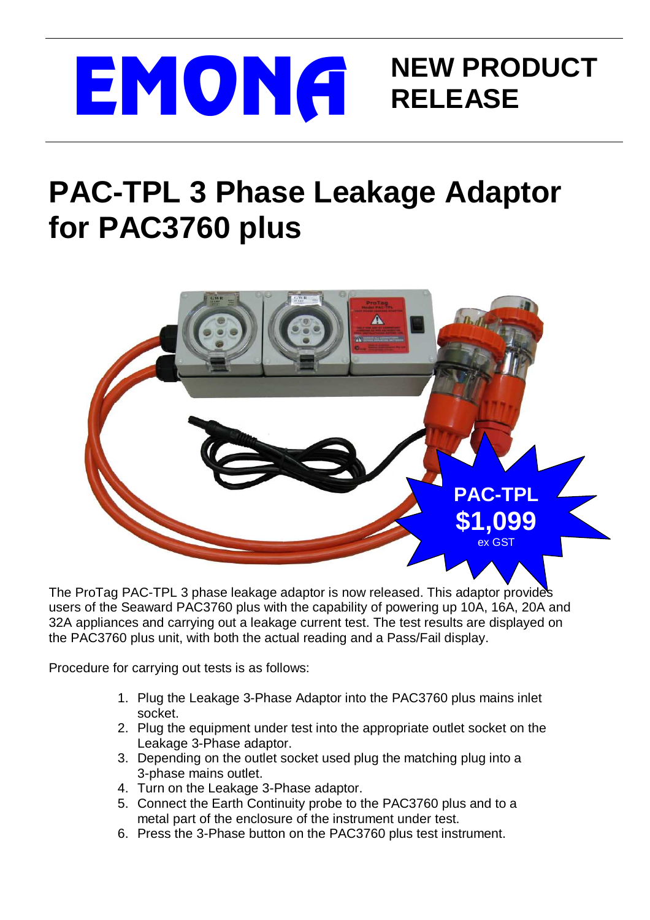EMONA **NEW PRODUCT RELEASE**

# PAC-TPL 3 Phase Leakage Adaptor for PAC3760 plus

**PAC-TPL**
**$1,099**
ex GST

The ProTag PAC-TPL 3 phase leakage adaptor is now released. This adaptor provides users of the Seaward PAC3760 plus with the capability of powering up 10A, 16A, 20A and 32A appliances and carrying out a leakage current test. The test results are displayed on the PAC3760 plus unit, with both the actual reading and a Pass/Fail display.

Procedure for carrying out tests is as follows:

1. Plug the Leakage 3-Phase Adaptor into the PAC3760 plus mains inlet socket.
2. Plug the equipment under test into the appropriate outlet socket on the Leakage 3-Phase adaptor.
3. Depending on the outlet socket used plug the matching plug into a 3-phase mains outlet.
4. Turn on the Leakage 3-Phase adaptor.
5. Connect the Earth Continuity probe to the PAC3760 plus and to a metal part of the enclosure of the instrument under test.
6. Press the 3-Phase button on the PAC3760 plus test instrument.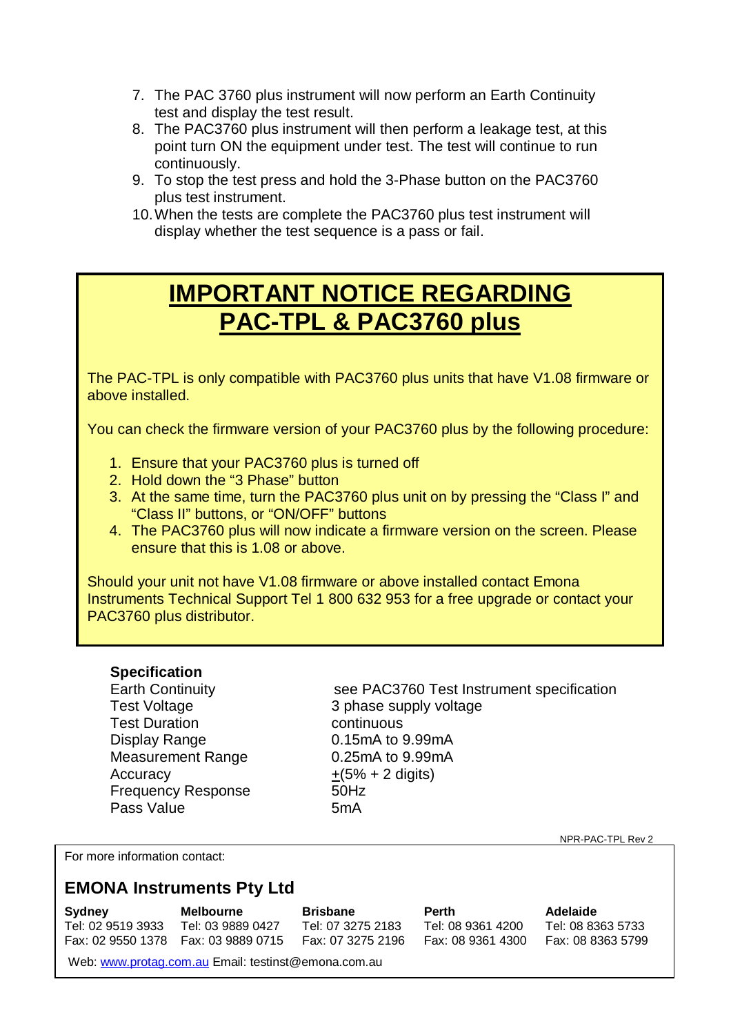7. The PAC 3760 plus instrument will now perform an Earth Continuity test and display the test result.
8. The PAC3760 plus instrument will then perform a leakage test, at this point turn ON the equipment under test. The test will continue to run continuously.
9. To stop the test press and hold the 3-Phase button on the PAC3760 plus test instrument.
10. When the tests are complete the PAC3760 plus test instrument will display whether the test sequence is a pass or fail.

## IMPORTANT NOTICE REGARDING PAC-TPL & PAC3760 plus

The PAC-TPL is only compatible with PAC3760 plus units that have V1.08 firmware or above installed.

You can check the firmware version of your PAC3760 plus by the following procedure:

1. Ensure that your PAC3760 plus is turned off
2. Hold down the "3 Phase" button
3. At the same time, turn the PAC3760 plus unit on by pressing the "Class I" and "Class II" buttons, or "ON/OFF" buttons
4. The PAC3760 plus will now indicate a firmware version on the screen. Please ensure that this is 1.08 or above.

Should your unit not have V1.08 firmware or above installed contact Emona Instruments Technical Support Tel 1 800 632 953 for a free upgrade or contact your PAC3760 plus distributor.

**Specification**

| | |
|---|---|
| Earth Continuity | see PAC3760 Test Instrument specification |
| Test Voltage | 3 phase supply voltage |
| Test Duration | continuous |
| Display Range | 0.15mA to 9.99mA |
| Measurement Range | 0.25mA to 9.99mA |
| Accuracy | ±(5% + 2 digits) |
| Frequency Response | 50Hz |
| Pass Value | 5mA |

NPR-PAC-TPL Rev 2

For more information contact:

### EMONA Instruments Pty Ltd

| Sydney | Melbourne | Brisbane | Perth | Adelaide |
|---|---|---|---|---|
| Tel: 02 9519 3933 | Tel: 03 9889 0427 | Tel: 07 3275 2183 | Tel: 08 9361 4200 | Tel: 08 8363 5733 |
| Fax: 02 9550 1378 | Fax: 03 9889 0715 | Fax: 07 3275 2196 | Fax: 08 9361 4300 | Fax: 08 8363 5799 |

Web: www.protag.com.au Email: testinst@emona.com.au